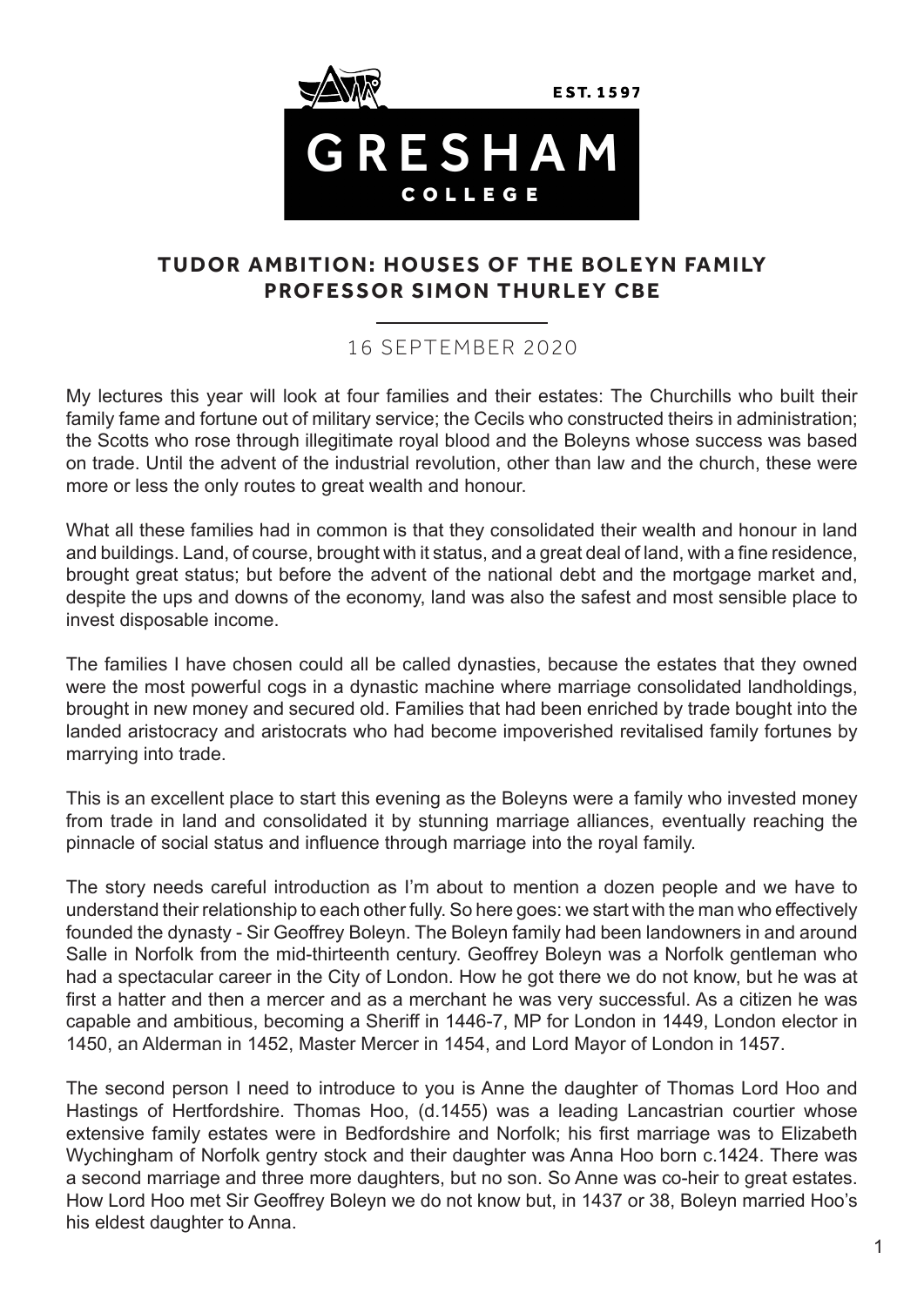# TUDOR AMBITION: HOUSES OF THE BOLEYN FAMILY
## PROFESSOR SIMON THURLEY CBE

16 SEPTEMBER 2020

My lectures this year will look at four families and their estates: The Churchills who built their family fame and fortune out of military service; the Cecils who constructed theirs in administration; the Scotts who rose through illegitimate royal blood and the Boleyns whose success was based on trade. Until the advent of the industrial revolution, other than law and the church, these were more or less the only routes to great wealth and honour.

What all these families had in common is that they consolidated their wealth and honour in land and buildings. Land, of course, brought with it status, and a great deal of land, with a fine residence, brought great status; but before the advent of the national debt and the mortgage market and, despite the ups and downs of the economy, land was also the safest and most sensible place to invest disposable income.

The families I have chosen could all be called dynasties, because the estates that they owned were the most powerful cogs in a dynastic machine where marriage consolidated landholdings, brought in new money and secured old. Families that had been enriched by trade bought into the landed aristocracy and aristocrats who had become impoverished revitalised family fortunes by marrying into trade.

This is an excellent place to start this evening as the Boleyns were a family who invested money from trade in land and consolidated it by stunning marriage alliances, eventually reaching the pinnacle of social status and influence through marriage into the royal family.

The story needs careful introduction as I'm about to mention a dozen people and we have to understand their relationship to each other fully. So here goes: we start with the man who effectively founded the dynasty - Sir Geoffrey Boleyn. The Boleyn family had been landowners in and around Salle in Norfolk from the mid-thirteenth century. Geoffrey Boleyn was a Norfolk gentleman who had a spectacular career in the City of London. How he got there we do not know, but he was at first a hatter and then a mercer and as a merchant he was very successful. As a citizen he was capable and ambitious, becoming a Sheriff in 1446-7, MP for London in 1449, London elector in 1450, an Alderman in 1452, Master Mercer in 1454, and Lord Mayor of London in 1457.

The second person I need to introduce to you is Anne the daughter of Thomas Lord Hoo and Hastings of Hertfordshire. Thomas Hoo, (d.1455) was a leading Lancastrian courtier whose extensive family estates were in Bedfordshire and Norfolk; his first marriage was to Elizabeth Wychingham of Norfolk gentry stock and their daughter was Anna Hoo born c.1424. There was a second marriage and three more daughters, but no son. So Anne was co-heir to great estates. How Lord Hoo met Sir Geoffrey Boleyn we do not know but, in 1437 or 38, Boleyn married Hoo's his eldest daughter to Anna.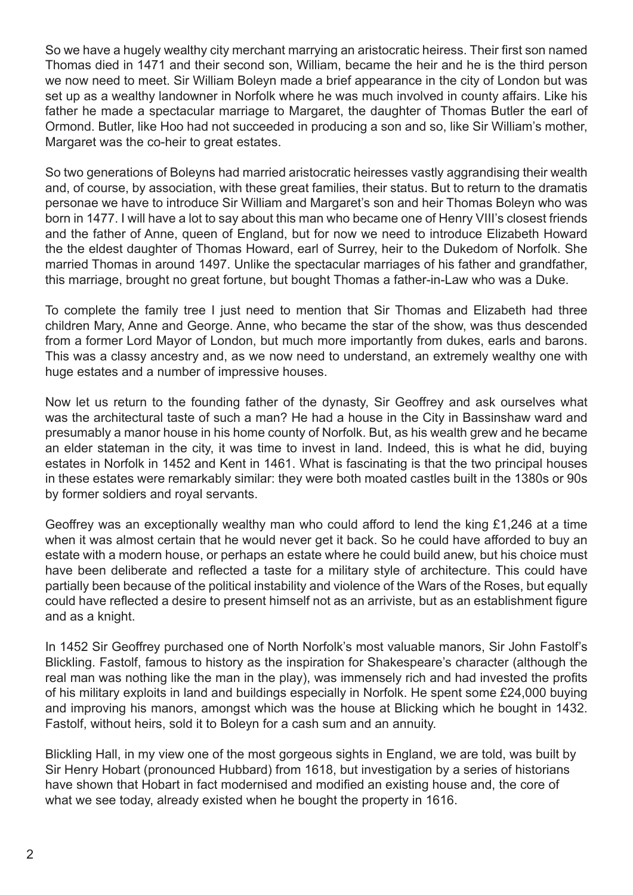So we have a hugely wealthy city merchant marrying an aristocratic heiress. Their first son named Thomas died in 1471 and their second son, William, became the heir and he is the third person we now need to meet. Sir William Boleyn made a brief appearance in the city of London but was set up as a wealthy landowner in Norfolk where he was much involved in county affairs. Like his father he made a spectacular marriage to Margaret, the daughter of Thomas Butler the earl of Ormond. Butler, like Hoo had not succeeded in producing a son and so, like Sir William's mother, Margaret was the co-heir to great estates.

So two generations of Boleyns had married aristocratic heiresses vastly aggrandising their wealth and, of course, by association, with these great families, their status. But to return to the dramatis personae we have to introduce Sir William and Margaret's son and heir Thomas Boleyn who was born in 1477. I will have a lot to say about this man who became one of Henry VIII's closest friends and the father of Anne, queen of England, but for now we need to introduce Elizabeth Howard the the eldest daughter of Thomas Howard, earl of Surrey, heir to the Dukedom of Norfolk. She married Thomas in around 1497. Unlike the spectacular marriages of his father and grandfather, this marriage, brought no great fortune, but bought Thomas a father-in-Law who was a Duke.

To complete the family tree I just need to mention that Sir Thomas and Elizabeth had three children Mary, Anne and George. Anne, who became the star of the show, was thus descended from a former Lord Mayor of London, but much more importantly from dukes, earls and barons. This was a classy ancestry and, as we now need to understand, an extremely wealthy one with huge estates and a number of impressive houses.

Now let us return to the founding father of the dynasty, Sir Geoffrey and ask ourselves what was the architectural taste of such a man? He had a house in the City in Bassinshaw ward and presumably a manor house in his home county of Norfolk. But, as his wealth grew and he became an elder statesman in the city, it was time to invest in land. Indeed, this is what he did, buying estates in Norfolk in 1452 and Kent in 1461. What is fascinating is that the two principal houses in these estates were remarkably similar: they were both moated castles built in the 1380s or 90s by former soldiers and royal servants.

Geoffrey was an exceptionally wealthy man who could afford to lend the king £1,246 at a time when it was almost certain that he would never get it back. So he could have afforded to buy an estate with a modern house, or perhaps an estate where he could build anew, but his choice must have been deliberate and reflected a taste for a military style of architecture. This could have partially been because of the political instability and violence of the Wars of the Roses, but equally could have reflected a desire to present himself not as an arriviste, but as an establishment figure and as a knight.

In 1452 Sir Geoffrey purchased one of North Norfolk's most valuable manors, Sir John Fastolf's Blickling. Fastolf, famous to history as the inspiration for Shakespeare's character (although the real man was nothing like the man in the play), was immensely rich and had invested the profits of his military exploits in land and buildings especially in Norfolk. He spent some £24,000 buying and improving his manors, amongst which was the house at Blicking which he bought in 1432. Fastolf, without heirs, sold it to Boleyn for a cash sum and an annuity.

Blickling Hall, in my view one of the most gorgeous sights in England, we are told, was built by Sir Henry Hobart (pronounced Hubbard) from 1618, but investigation by a series of historians have shown that Hobart in fact modernised and modified an existing house and, the core of what we see today, already existed when he bought the property in 1616.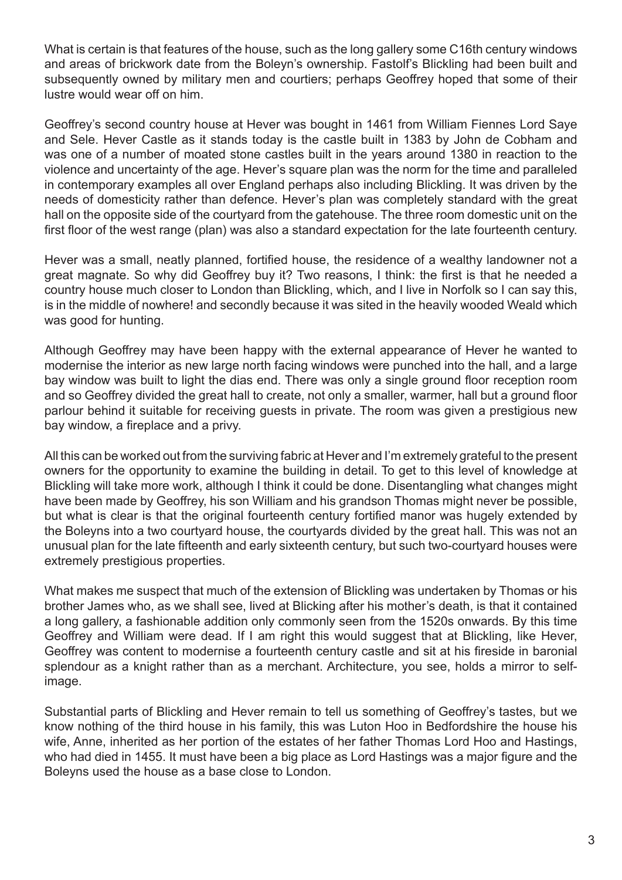What is certain is that features of the house, such as the long gallery some C16th century windows and areas of brickwork date from the Boleyn's ownership. Fastolf's Blickling had been built and subsequently owned by military men and courtiers; perhaps Geoffrey hoped that some of their lustre would wear off on him.

Geoffrey's second country house at Hever was bought in 1461 from William Fiennes Lord Saye and Sele. Hever Castle as it stands today is the castle built in 1383 by John de Cobham and was one of a number of moated stone castles built in the years around 1380 in reaction to the violence and uncertainty of the age. Hever's square plan was the norm for the time and paralleled in contemporary examples all over England perhaps also including Blickling. It was driven by the needs of domesticity rather than defence. Hever's plan was completely standard with the great hall on the opposite side of the courtyard from the gatehouse. The three room domestic unit on the first floor of the west range (plan) was also a standard expectation for the late fourteenth century.

Hever was a small, neatly planned, fortified house, the residence of a wealthy landowner not a great magnate. So why did Geoffrey buy it? Two reasons, I think: the first is that he needed a country house much closer to London than Blickling, which, and I live in Norfolk so I can say this, is in the middle of nowhere! and secondly because it was sited in the heavily wooded Weald which was good for hunting.

Although Geoffrey may have been happy with the external appearance of Hever he wanted to modernise the interior as new large north facing windows were punched into the hall, and a large bay window was built to light the dias end. There was only a single ground floor reception room and so Geoffrey divided the great hall to create, not only a smaller, warmer, hall but a ground floor parlour behind it suitable for receiving guests in private. The room was given a prestigious new bay window, a fireplace and a privy.

All this can be worked out from the surviving fabric at Hever and I'm extremely grateful to the present owners for the opportunity to examine the building in detail. To get to this level of knowledge at Blickling will take more work, although I think it could be done. Disentangling what changes might have been made by Geoffrey, his son William and his grandson Thomas might never be possible, but what is clear is that the original fourteenth century fortified manor was hugely extended by the Boleyns into a two courtyard house, the courtyards divided by the great hall. This was not an unusual plan for the late fifteenth and early sixteenth century, but such two-courtyard houses were extremely prestigious properties.

What makes me suspect that much of the extension of Blickling was undertaken by Thomas or his brother James who, as we shall see, lived at Blicking after his mother's death, is that it contained a long gallery, a fashionable addition only commonly seen from the 1520s onwards. By this time Geoffrey and William were dead. If I am right this would suggest that at Blickling, like Hever, Geoffrey was content to modernise a fourteenth century castle and sit at his fireside in baronial splendour as a knight rather than as a merchant. Architecture, you see, holds a mirror to self-image.

Substantial parts of Blickling and Hever remain to tell us something of Geoffrey's tastes, but we know nothing of the third house in his family, this was Luton Hoo in Bedfordshire the house his wife, Anne, inherited as her portion of the estates of her father Thomas Lord Hoo and Hastings, who had died in 1455. It must have been a big place as Lord Hastings was a major figure and the Boleyns used the house as a base close to London.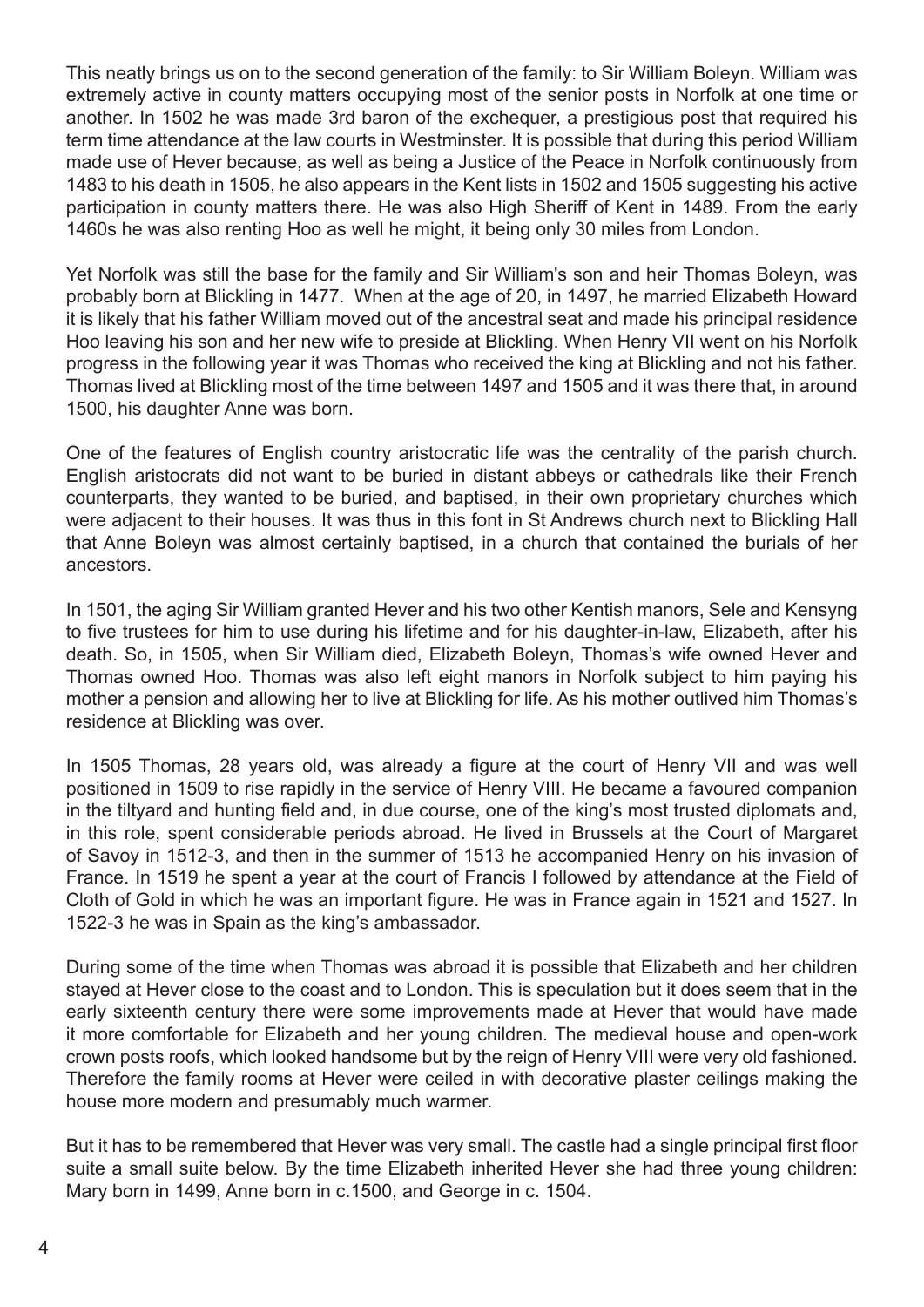This neatly brings us on to the second generation of the family: to Sir William Boleyn. William was extremely active in county matters occupying most of the senior posts in Norfolk at one time or another. In 1502 he was made 3rd baron of the exchequer, a prestigious post that required his term time attendance at the law courts in Westminster. It is possible that during this period William made use of Hever because, as well as being a Justice of the Peace in Norfolk continuously from 1483 to his death in 1505, he also appears in the Kent lists in 1502 and 1505 suggesting his active participation in county matters there. He was also High Sheriff of Kent in 1489. From the early 1460s he was also renting Hoo as well he might, it being only 30 miles from London.

Yet Norfolk was still the base for the family and Sir William's son and heir Thomas Boleyn, was probably born at Blickling in 1477. When at the age of 20, in 1497, he married Elizabeth Howard it is likely that his father William moved out of the ancestral seat and made his principal residence Hoo leaving his son and her new wife to preside at Blickling. When Henry VII went on his Norfolk progress in the following year it was Thomas who received the king at Blickling and not his father. Thomas lived at Blickling most of the time between 1497 and 1505 and it was there that, in around 1500, his daughter Anne was born.

One of the features of English country aristocratic life was the centrality of the parish church. English aristocrats did not want to be buried in distant abbeys or cathedrals like their French counterparts, they wanted to be buried, and baptised, in their own proprietary churches which were adjacent to their houses. It was thus in this font in St Andrews church next to Blickling Hall that Anne Boleyn was almost certainly baptised, in a church that contained the burials of her ancestors.

In 1501, the aging Sir William granted Hever and his two other Kentish manors, Sele and Kensyng to five trustees for him to use during his lifetime and for his daughter-in-law, Elizabeth, after his death. So, in 1505, when Sir William died, Elizabeth Boleyn, Thomas's wife owned Hever and Thomas owned Hoo. Thomas was also left eight manors in Norfolk subject to him paying his mother a pension and allowing her to live at Blickling for life. As his mother outlived him Thomas's residence at Blickling was over.

In 1505 Thomas, 28 years old, was already a figure at the court of Henry VII and was well positioned in 1509 to rise rapidly in the service of Henry VIII. He became a favoured companion in the tiltyard and hunting field and, in due course, one of the king's most trusted diplomats and, in this role, spent considerable periods abroad. He lived in Brussels at the Court of Margaret of Savoy in 1512-3, and then in the summer of 1513 he accompanied Henry on his invasion of France. In 1519 he spent a year at the court of Francis I followed by attendance at the Field of Cloth of Gold in which he was an important figure. He was in France again in 1521 and 1527. In 1522-3 he was in Spain as the king's ambassador.

During some of the time when Thomas was abroad it is possible that Elizabeth and her children stayed at Hever close to the coast and to London. This is speculation but it does seem that in the early sixteenth century there were some improvements made at Hever that would have made it more comfortable for Elizabeth and her young children. The medieval house and open-work crown posts roofs, which looked handsome but by the reign of Henry VIII were very old fashioned. Therefore the family rooms at Hever were ceiled in with decorative plaster ceilings making the house more modern and presumably much warmer.

But it has to be remembered that Hever was very small. The castle had a single principal first floor suite a small suite below. By the time Elizabeth inherited Hever she had three young children: Mary born in 1499, Anne born in c.1500, and George in c. 1504.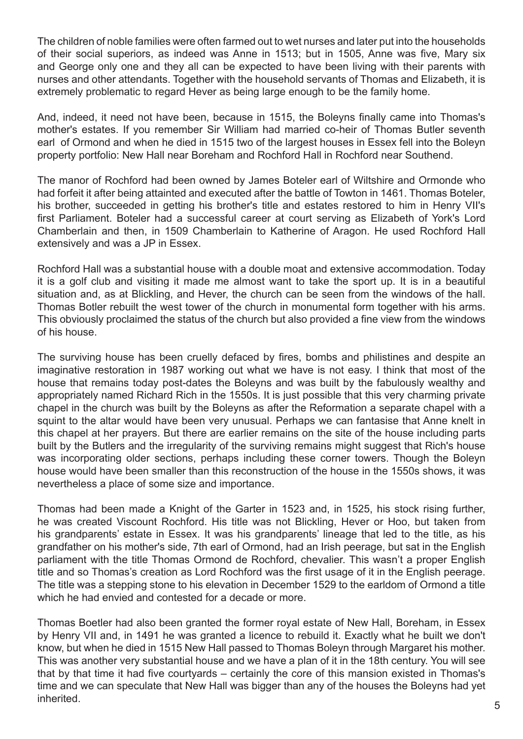The children of noble families were often farmed out to wet nurses and later put into the households of their social superiors, as indeed was Anne in 1513; but in 1505, Anne was five, Mary six and George only one and they all can be expected to have been living with their parents with nurses and other attendants. Together with the household servants of Thomas and Elizabeth, it is extremely problematic to regard Hever as being large enough to be the family home.

And, indeed, it need not have been, because in 1515, the Boleyns finally came into Thomas's mother's estates. If you remember Sir William had married co-heir of Thomas Butler seventh earl of Ormond and when he died in 1515 two of the largest houses in Essex fell into the Boleyn property portfolio: New Hall near Boreham and Rochford Hall in Rochford near Southend.

The manor of Rochford had been owned by James Boteler earl of Wiltshire and Ormonde who had forfeit it after being attainted and executed after the battle of Towton in 1461. Thomas Boteler, his brother, succeeded in getting his brother's title and estates restored to him in Henry VII's first Parliament. Boteler had a successful career at court serving as Elizabeth of York's Lord Chamberlain and then, in 1509 Chamberlain to Katherine of Aragon. He used Rochford Hall extensively and was a JP in Essex.

Rochford Hall was a substantial house with a double moat and extensive accommodation. Today it is a golf club and visiting it made me almost want to take the sport up. It is in a beautiful situation and, as at Blickling, and Hever, the church can be seen from the windows of the hall. Thomas Botler rebuilt the west tower of the church in monumental form together with his arms. This obviously proclaimed the status of the church but also provided a fine view from the windows of his house.

The surviving house has been cruelly defaced by fires, bombs and philistines and despite an imaginative restoration in 1987 working out what we have is not easy. I think that most of the house that remains today post-dates the Boleyns and was built by the fabulously wealthy and appropriately named Richard Rich in the 1550s. It is just possible that this very charming private chapel in the church was built by the Boleyns as after the Reformation a separate chapel with a squint to the altar would have been very unusual. Perhaps we can fantasise that Anne knelt in this chapel at her prayers. But there are earlier remains on the site of the house including parts built by the Butlers and the irregularity of the surviving remains might suggest that Rich's house was incorporating older sections, perhaps including these corner towers. Though the Boleyn house would have been smaller than this reconstruction of the house in the 1550s shows, it was nevertheless a place of some size and importance.

Thomas had been made a Knight of the Garter in 1523 and, in 1525, his stock rising further, he was created Viscount Rochford. His title was not Blickling, Hever or Hoo, but taken from his grandparents' estate in Essex. It was his grandparents' lineage that led to the title, as his grandfather on his mother's side, 7th earl of Ormond, had an Irish peerage, but sat in the English parliament with the title Thomas Ormond de Rochford, chevalier. This wasn't a proper English title and so Thomas's creation as Lord Rochford was the first usage of it in the English peerage. The title was a stepping stone to his elevation in December 1529 to the earldom of Ormond a title which he had envied and contested for a decade or more.

Thomas Boetler had also been granted the former royal estate of New Hall, Boreham, in Essex by Henry VII and, in 1491 he was granted a licence to rebuild it. Exactly what he built we don't know, but when he died in 1515 New Hall passed to Thomas Boleyn through Margaret his mother. This was another very substantial house and we have a plan of it in the 18th century. You will see that by that time it had five courtyards – certainly the core of this mansion existed in Thomas's time and we can speculate that New Hall was bigger than any of the houses the Boleyns had yet inherited.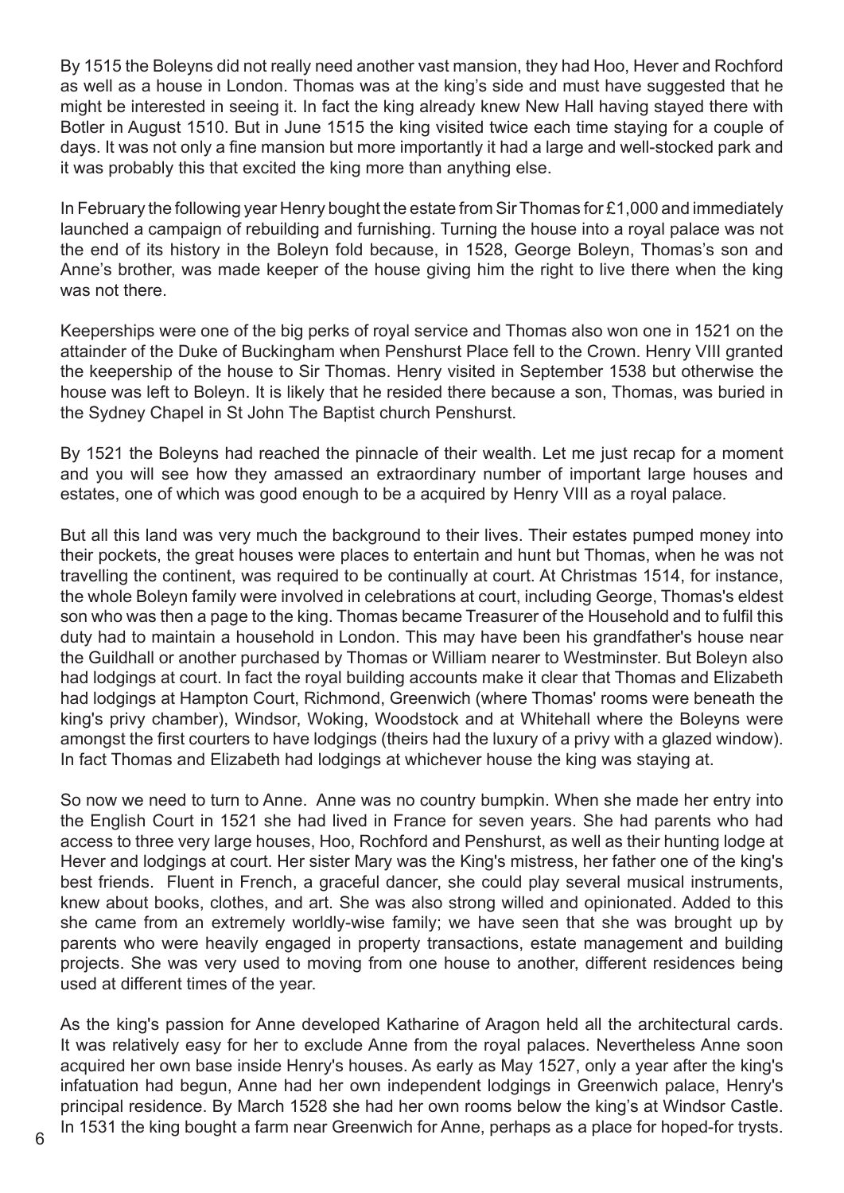By 1515 the Boleyns did not really need another vast mansion, they had Hoo, Hever and Rochford as well as a house in London. Thomas was at the king's side and must have suggested that he might be interested in seeing it. In fact the king already knew New Hall having stayed there with Botler in August 1510. But in June 1515 the king visited twice each time staying for a couple of days. It was not only a fine mansion but more importantly it had a large and well-stocked park and it was probably this that excited the king more than anything else.

In February the following year Henry bought the estate from Sir Thomas for £1,000 and immediately launched a campaign of rebuilding and furnishing. Turning the house into a royal palace was not the end of its history in the Boleyn fold because, in 1528, George Boleyn, Thomas's son and Anne's brother, was made keeper of the house giving him the right to live there when the king was not there.

Keeperships were one of the big perks of royal service and Thomas also won one in 1521 on the attainder of the Duke of Buckingham when Penshurst Place fell to the Crown. Henry VIII granted the keepership of the house to Sir Thomas. Henry visited in September 1538 but otherwise the house was left to Boleyn. It is likely that he resided there because a son, Thomas, was buried in the Sydney Chapel in St John The Baptist church Penshurst.

By 1521 the Boleyns had reached the pinnacle of their wealth. Let me just recap for a moment and you will see how they amassed an extraordinary number of important large houses and estates, one of which was good enough to be a acquired by Henry VIII as a royal palace.

But all this land was very much the background to their lives. Their estates pumped money into their pockets, the great houses were places to entertain and hunt but Thomas, when he was not travelling the continent, was required to be continually at court. At Christmas 1514, for instance, the whole Boleyn family were involved in celebrations at court, including George, Thomas's eldest son who was then a page to the king. Thomas became Treasurer of the Household and to fulfil this duty had to maintain a household in London. This may have been his grandfather's house near the Guildhall or another purchased by Thomas or William nearer to Westminster. But Boleyn also had lodgings at court. In fact the royal building accounts make it clear that Thomas and Elizabeth had lodgings at Hampton Court, Richmond, Greenwich (where Thomas' rooms were beneath the king's privy chamber), Windsor, Woking, Woodstock and at Whitehall where the Boleyns were amongst the first courters to have lodgings (theirs had the luxury of a privy with a glazed window). In fact Thomas and Elizabeth had lodgings at whichever house the king was staying at.

So now we need to turn to Anne. Anne was no country bumpkin. When she made her entry into the English Court in 1521 she had lived in France for seven years. She had parents who had access to three very large houses, Hoo, Rochford and Penshurst, as well as their hunting lodge at Hever and lodgings at court. Her sister Mary was the King's mistress, her father one of the king's best friends. Fluent in French, a graceful dancer, she could play several musical instruments, knew about books, clothes, and art. She was also strong willed and opinionated. Added to this she came from an extremely worldly-wise family; we have seen that she was brought up by parents who were heavily engaged in property transactions, estate management and building projects. She was very used to moving from one house to another, different residences being used at different times of the year.

As the king's passion for Anne developed Katharine of Aragon held all the architectural cards. It was relatively easy for her to exclude Anne from the royal palaces. Nevertheless Anne soon acquired her own base inside Henry's houses. As early as May 1527, only a year after the king's infatuation had begun, Anne had her own independent lodgings in Greenwich palace, Henry's principal residence. By March 1528 she had her own rooms below the king's at Windsor Castle. In 1531 the king bought a farm near Greenwich for Anne, perhaps as a place for hoped-for trysts.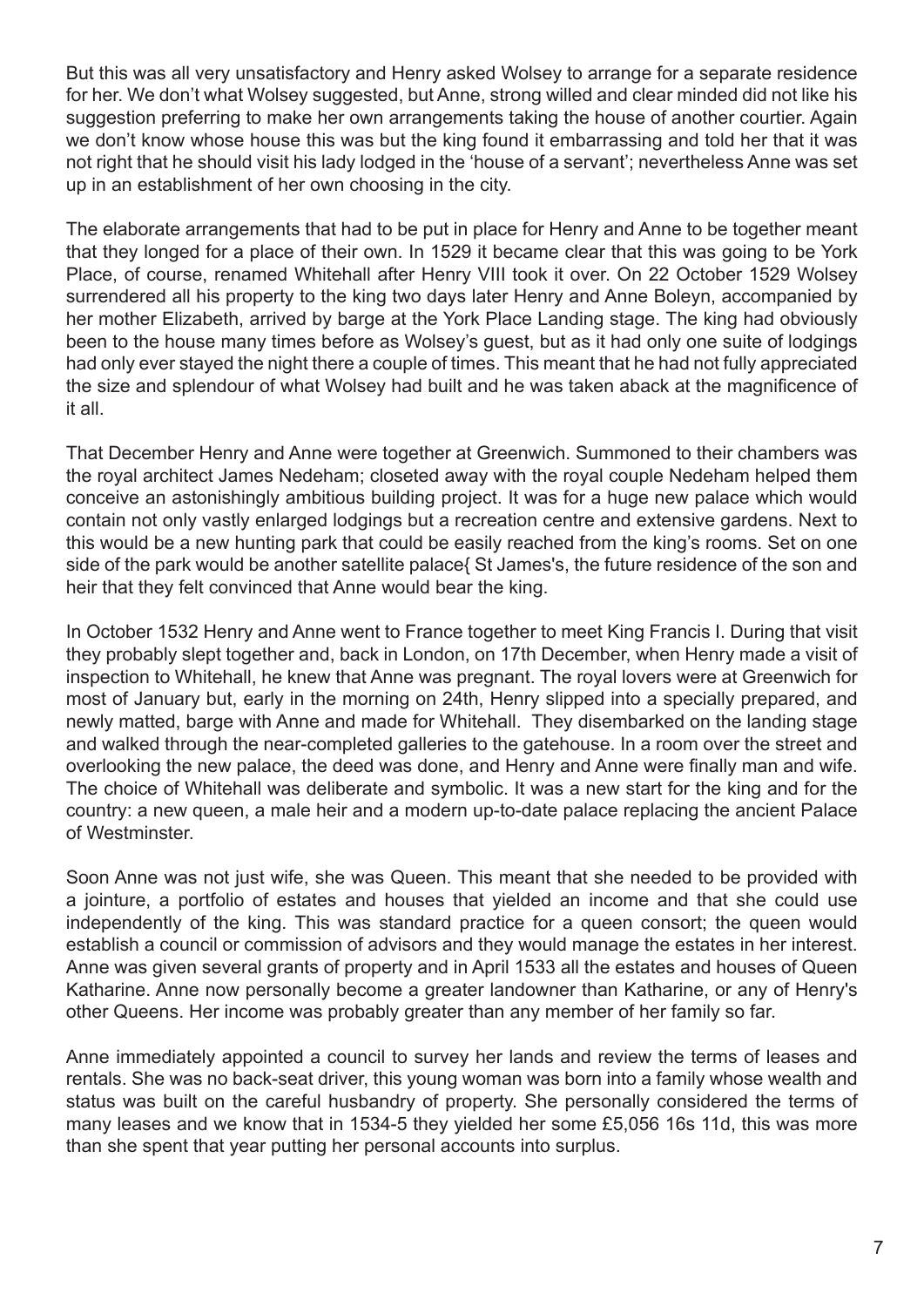But this was all very unsatisfactory and Henry asked Wolsey to arrange for a separate residence for her. We don't what Wolsey suggested, but Anne, strong willed and clear minded did not like his suggestion preferring to make her own arrangements taking the house of another courtier. Again we don't know whose house this was but the king found it embarrassing and told her that it was not right that he should visit his lady lodged in the 'house of a servant'; nevertheless Anne was set up in an establishment of her own choosing in the city.

The elaborate arrangements that had to be put in place for Henry and Anne to be together meant that they longed for a place of their own. In 1529 it became clear that this was going to be York Place, of course, renamed Whitehall after Henry VIII took it over. On 22 October 1529 Wolsey surrendered all his property to the king two days later Henry and Anne Boleyn, accompanied by her mother Elizabeth, arrived by barge at the York Place Landing stage. The king had obviously been to the house many times before as Wolsey's guest, but as it had only one suite of lodgings had only ever stayed the night there a couple of times. This meant that he had not fully appreciated the size and splendour of what Wolsey had built and he was taken aback at the magnificence of it all.

That December Henry and Anne were together at Greenwich. Summoned to their chambers was the royal architect James Nedeham; closeted away with the royal couple Nedeham helped them conceive an astonishingly ambitious building project. It was for a huge new palace which would contain not only vastly enlarged lodgings but a recreation centre and extensive gardens. Next to this would be a new hunting park that could be easily reached from the king's rooms. Set on one side of the park would be another satellite palace{ St James's, the future residence of the son and heir that they felt convinced that Anne would bear the king.

In October 1532 Henry and Anne went to France together to meet King Francis I. During that visit they probably slept together and, back in London, on 17th December, when Henry made a visit of inspection to Whitehall, he knew that Anne was pregnant. The royal lovers were at Greenwich for most of January but, early in the morning on 24th, Henry slipped into a specially prepared, and newly matted, barge with Anne and made for Whitehall. They disembarked on the landing stage and walked through the near-completed galleries to the gatehouse. In a room over the street and overlooking the new palace, the deed was done, and Henry and Anne were finally man and wife. The choice of Whitehall was deliberate and symbolic. It was a new start for the king and for the country: a new queen, a male heir and a modern up-to-date palace replacing the ancient Palace of Westminster.

Soon Anne was not just wife, she was Queen. This meant that she needed to be provided with a jointure, a portfolio of estates and houses that yielded an income and that she could use independently of the king. This was standard practice for a queen consort; the queen would establish a council or commission of advisors and they would manage the estates in her interest. Anne was given several grants of property and in April 1533 all the estates and houses of Queen Katharine. Anne now personally become a greater landowner than Katharine, or any of Henry's other Queens. Her income was probably greater than any member of her family so far.

Anne immediately appointed a council to survey her lands and review the terms of leases and rentals. She was no back-seat driver, this young woman was born into a family whose wealth and status was built on the careful husbandry of property. She personally considered the terms of many leases and we know that in 1534-5 they yielded her some £5,056 16s 11d, this was more than she spent that year putting her personal accounts into surplus.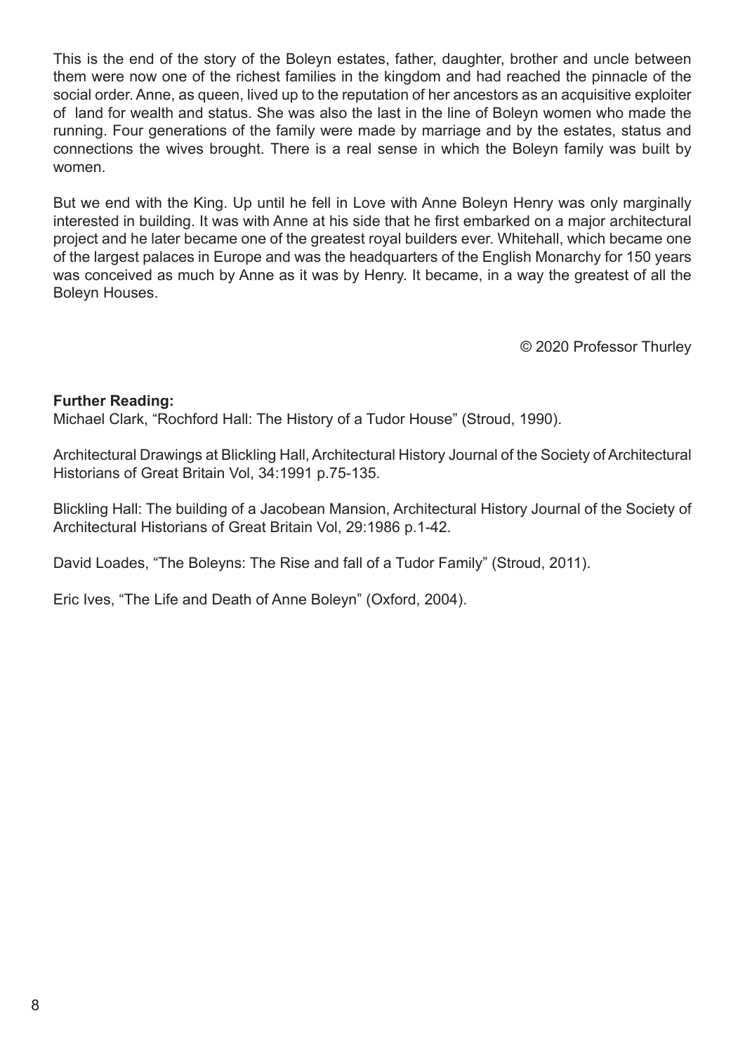This is the end of the story of the Boleyn estates, father, daughter, brother and uncle between them were now one of the richest families in the kingdom and had reached the pinnacle of the social order. Anne, as queen, lived up to the reputation of her ancestors as an acquisitive exploiter of land for wealth and status. She was also the last in the line of Boleyn women who made the running. Four generations of the family were made by marriage and by the estates, status and connections the wives brought. There is a real sense in which the Boleyn family was built by women.

But we end with the King. Up until he fell in Love with Anne Boleyn Henry was only marginally interested in building. It was with Anne at his side that he first embarked on a major architectural project and he later became one of the greatest royal builders ever. Whitehall, which became one of the largest palaces in Europe and was the headquarters of the English Monarchy for 150 years was conceived as much by Anne as it was by Henry. It became, in a way the greatest of all the Boleyn Houses.

© 2020 Professor Thurley

**Further Reading:**

Michael Clark, "Rochford Hall: The History of a Tudor House" (Stroud, 1990).

Architectural Drawings at Blickling Hall, Architectural History Journal of the Society of Architectural Historians of Great Britain Vol, 34:1991 p.75-135.

Blickling Hall: The building of a Jacobean Mansion, Architectural History Journal of the Society of Architectural Historians of Great Britain Vol, 29:1986 p.1-42.

David Loades, "The Boleyns: The Rise and fall of a Tudor Family" (Stroud, 2011).

Eric Ives, "The Life and Death of Anne Boleyn" (Oxford, 2004).